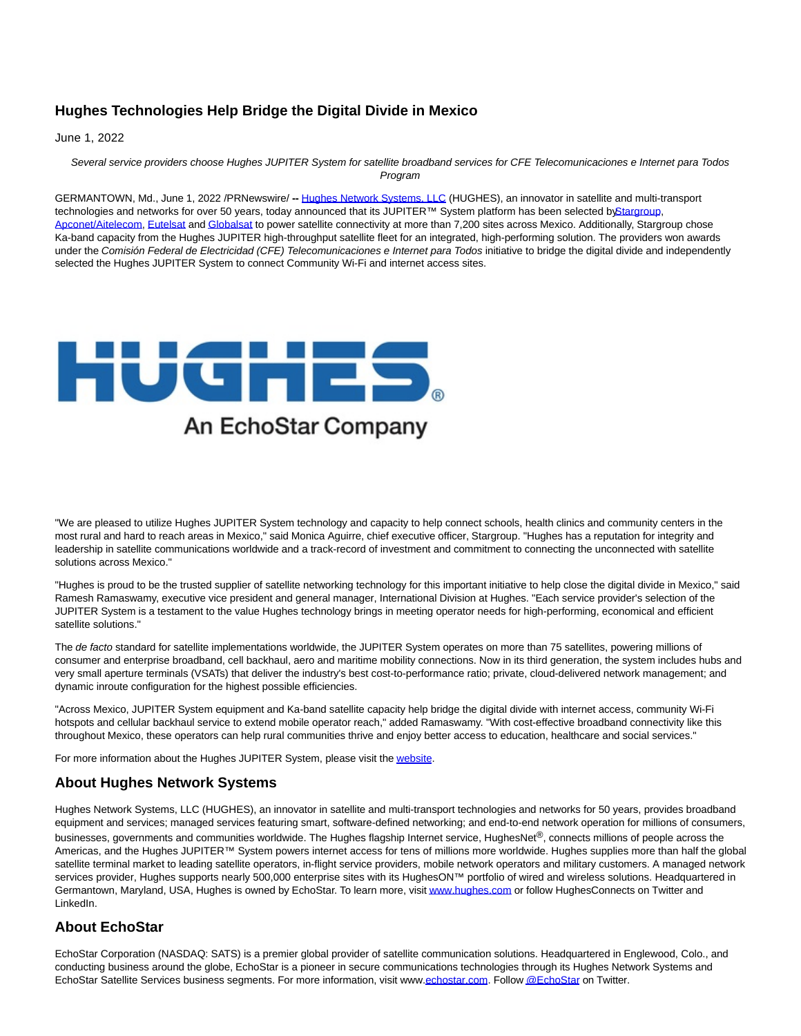# Hughes Technologies Help Bridge the Digital Divide in Mexico

June 1, 2022

*Several service providers choose Hughes JUPITER System for satellite broadband services for CFE Telecomunicaciones e Internet para Todos Program*

GERMANTOWN, Md., June 1, 2022 /PRNewswire/ -- Hughes Network Systems, LLC (HUGHES), an innovator in satellite and multi-transport technologies and networks for over 50 years, today announced that its JUPITER™ System platform has been selected by Stargroup, Apconet/Aitelecom, Eutelsat and Globalsat to power satellite connectivity at more than 7,200 sites across Mexico. Additionally, Stargroup chose Ka-band capacity from the Hughes JUPITER high-throughput satellite fleet for an integrated, high-performing solution. The providers won awards under the *Comisión Federal de Electricidad (CFE) Telecomunicaciones e Internet para Todos* initiative to bridge the digital divide and independently selected the Hughes JUPITER System to connect Community Wi-Fi and internet access sites.

"We are pleased to utilize Hughes JUPITER System technology and capacity to help connect schools, health clinics and community centers in the most rural and hard to reach areas in Mexico," said Monica Aguirre, chief executive officer, Stargroup. "Hughes has a reputation for integrity and leadership in satellite communications worldwide and a track-record of investment and commitment to connecting the unconnected with satellite solutions across Mexico."

"Hughes is proud to be the trusted supplier of satellite networking technology for this important initiative to help close the digital divide in Mexico," said Ramesh Ramaswamy, executive vice president and general manager, International Division at Hughes. "Each service provider's selection of the JUPITER System is a testament to the value Hughes technology brings in meeting operator needs for high-performing, economical and efficient satellite solutions."

The *de facto* standard for satellite implementations worldwide, the JUPITER System operates on more than 75 satellites, powering millions of consumer and enterprise broadband, cell backhaul, aero and maritime mobility connections. Now in its third generation, the system includes hubs and very small aperture terminals (VSATs) that deliver the industry's best cost-to-performance ratio; private, cloud-delivered network management; and dynamic inroute configuration for the highest possible efficiencies.

"Across Mexico, JUPITER System equipment and Ka-band satellite capacity help bridge the digital divide with internet access, community Wi-Fi hotspots and cellular backhaul service to extend mobile operator reach," added Ramaswamy. "With cost-effective broadband connectivity like this throughout Mexico, these operators can help rural communities thrive and enjoy better access to education, healthcare and social services."

For more information about the Hughes JUPITER System, please visit the website.

## About Hughes Network Systems

Hughes Network Systems, LLC (HUGHES), an innovator in satellite and multi-transport technologies and networks for 50 years, provides broadband equipment and services; managed services featuring smart, software-defined networking; and end-to-end network operation for millions of consumers, businesses, governments and communities worldwide. The Hughes flagship Internet service, HughesNet®, connects millions of people across the Americas, and the Hughes JUPITER™ System powers internet access for tens of millions more worldwide. Hughes supplies more than half the global satellite terminal market to leading satellite operators, in-flight service providers, mobile network operators and military customers. A managed network services provider, Hughes supports nearly 500,000 enterprise sites with its HughesON™ portfolio of wired and wireless solutions. Headquartered in Germantown, Maryland, USA, Hughes is owned by EchoStar. To learn more, visit www.hughes.com or follow HughesConnects on Twitter and LinkedIn.

## About EchoStar

EchoStar Corporation (NASDAQ: SATS) is a premier global provider of satellite communication solutions. Headquartered in Englewood, Colo., and conducting business around the globe, EchoStar is a pioneer in secure communications technologies through its Hughes Network Systems and EchoStar Satellite Services business segments. For more information, visit www.echostar.com. Follow @EchoStar on Twitter.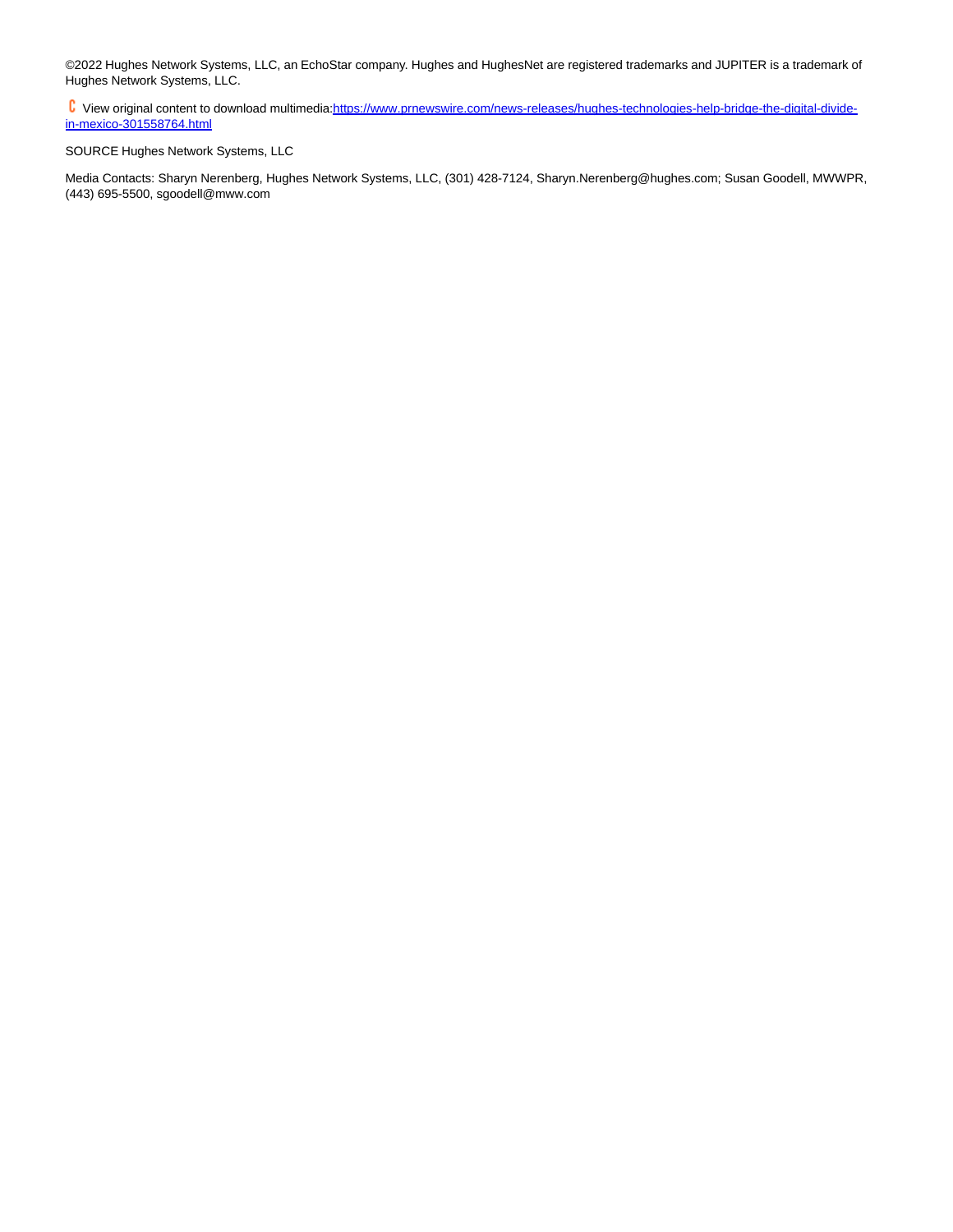©2022 Hughes Network Systems, LLC, an EchoStar company. Hughes and HughesNet are registered trademarks and JUPITER is a trademark of Hughes Network Systems, LLC.

View original content to download multimedia:[https://www.prnewswire.com/news-releases/hughes-technologies-help-bridge-the-digital-divide-in-mexico-301558764.html](https://www.prnewswire.com/news-releases/hughes-technologies-help-bridge-the-digital-divide-in-mexico-301558764.html)

SOURCE Hughes Network Systems, LLC

Media Contacts: Sharyn Nerenberg, Hughes Network Systems, LLC, (301) 428-7124, Sharyn.Nerenberg@hughes.com; Susan Goodell, MWWPR, (443) 695-5500, sgoodell@mww.com